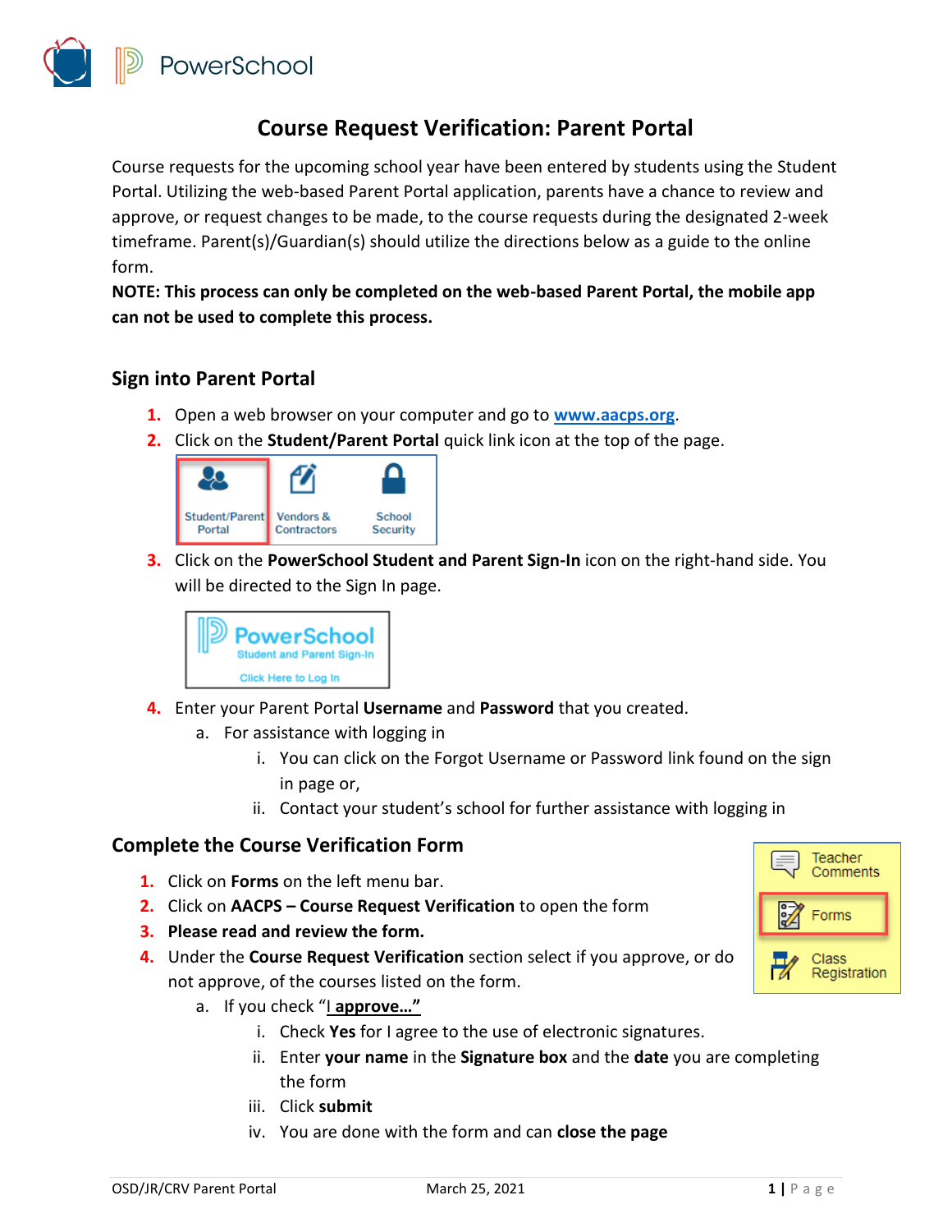# Course Request Verification: Parent Portal

Course requests for the upcoming school year have been entered by students using the Student Portal. Utilizing the web-based Parent Portal application, parents have a chance to review and approve, or request changes to be made, to the course requests during the designated 2-week timeframe. Parent(s)/Guardian(s) should utilize the directions below as a guide to the online form.

**NOTE: This process can only be completed on the web-based Parent Portal, the mobile app can not be used to complete this process.**

## Sign into Parent Portal

1. Open a web browser on your computer and go to **www.aacps.org**.
2. Click on the **Student/Parent Portal** quick link icon at the top of the page.
3. Click on the **PowerSchool Student and Parent Sign-In** icon on the right-hand side. You will be directed to the Sign In page.
4. Enter your Parent Portal **Username** and **Password** that you created.
   a. For assistance with logging in
      i. You can click on the Forgot Username or Password link found on the sign in page or,
      ii. Contact your student's school for further assistance with logging in

## Complete the Course Verification Form

1. Click on **Forms** on the left menu bar.
2. Click on **AACPS – Course Request Verification** to open the form
3. **Please read and review the form.**
4. Under the **Course Request Verification** section select if you approve, or do not approve, of the courses listed on the form.
   a. If you check "I **approve…**"
      i. Check **Yes** for I agree to the use of electronic signatures.
      ii. Enter **your name** in the **Signature box** and the **date** you are completing the form
      iii. Click **submit**
      iv. You are done with the form and can **close the page**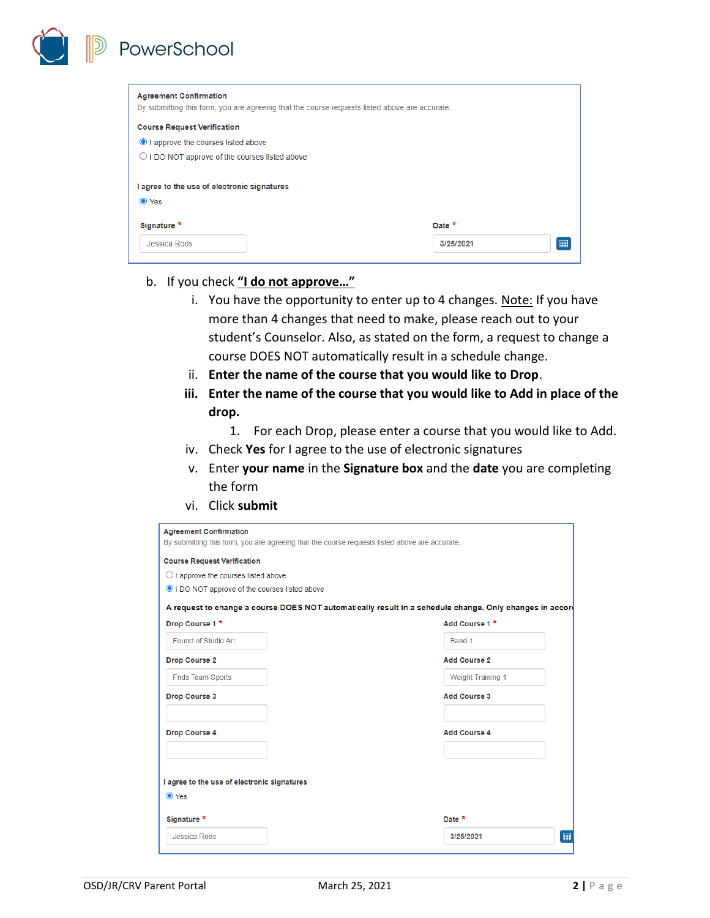**Agreement Confirmation**

By submitting this form, you are agreeing that the course requests listed above are accurate.

**Course Request Verification**

- (•) I approve the courses listed above
- ( ) I DO NOT approve of the courses listed above

**I agree to the use of electronic signatures**

- (•) Yes

**Signature** * Jessica Roos

**Date** * 3/25/2021

b. If you check **"I do not approve…"**

   i. You have the opportunity to enter up to 4 changes. Note: If you have more than 4 changes that need to make, please reach out to your student's Counselor. Also, as stated on the form, a request to change a course DOES NOT automatically result in a schedule change.

   ii. **Enter the name of the course that you would like to Drop**.

   iii. **Enter the name of the course that you would like to Add in place of the drop.**

      1. For each Drop, please enter a course that you would like to Add.

   iv. Check **Yes** for I agree to the use of electronic signatures

   v. Enter **your name** in the **Signature box** and the **date** you are completing the form

   vi. Click **submit**

**Agreement Confirmation**

By submitting this form, you are agreeing that the course requests listed above are accurate.

**Course Request Verification**

- ( ) I approve the courses listed above
- (•) I DO NOT approve of the courses listed above

**A request to change a course DOES NOT automatically result in a schedule change. Only changes in accor**

| Drop Course | | Add Course | |
|---|---|---|---|
| Drop Course 1 * | Found of Studio Art | Add Course 1 * | Band 1 |
| Drop Course 2 | Fnds Team Sports | Add Course 2 | Weight Training 1 |
| Drop Course 3 | | Add Course 3 | |
| Drop Course 4 | | Add Course 4 | |

**I agree to the use of electronic signatures**

- (•) Yes

**Signature** * Jessica Roos

**Date** * 3/25/2021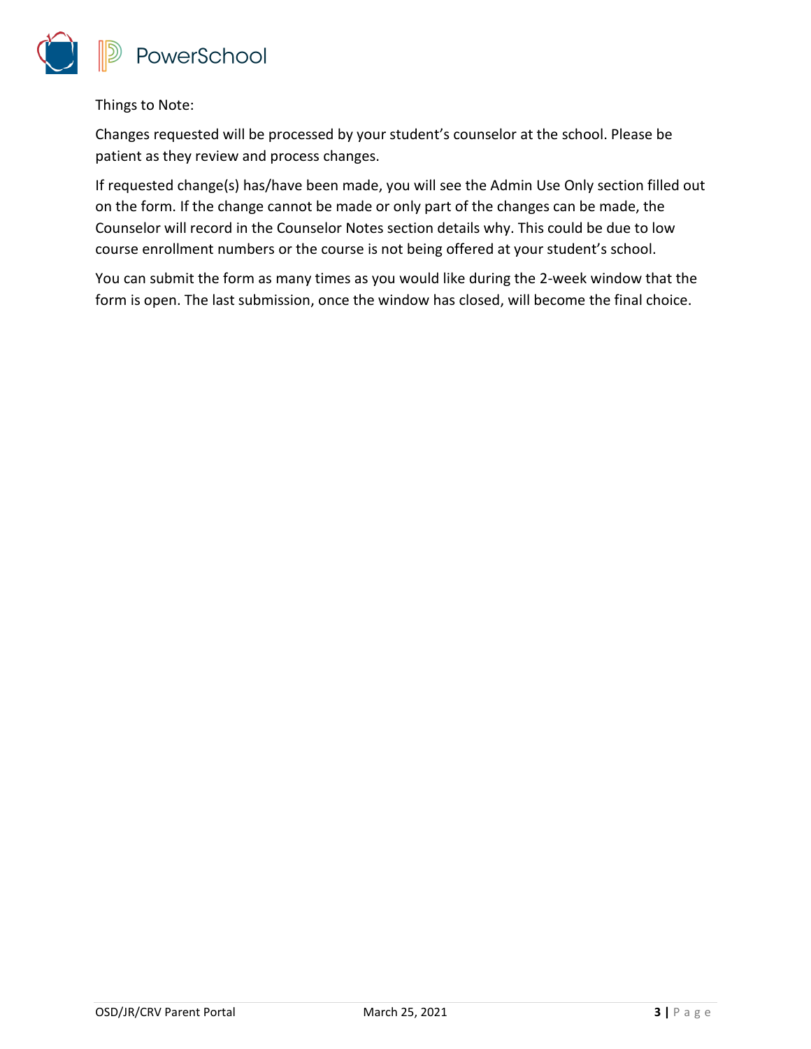Things to Note:

Changes requested will be processed by your student's counselor at the school. Please be patient as they review and process changes.

If requested change(s) has/have been made, you will see the Admin Use Only section filled out on the form. If the change cannot be made or only part of the changes can be made, the Counselor will record in the Counselor Notes section details why. This could be due to low course enrollment numbers or the course is not being offered at your student's school.

You can submit the form as many times as you would like during the 2-week window that the form is open. The last submission, once the window has closed, will become the final choice.